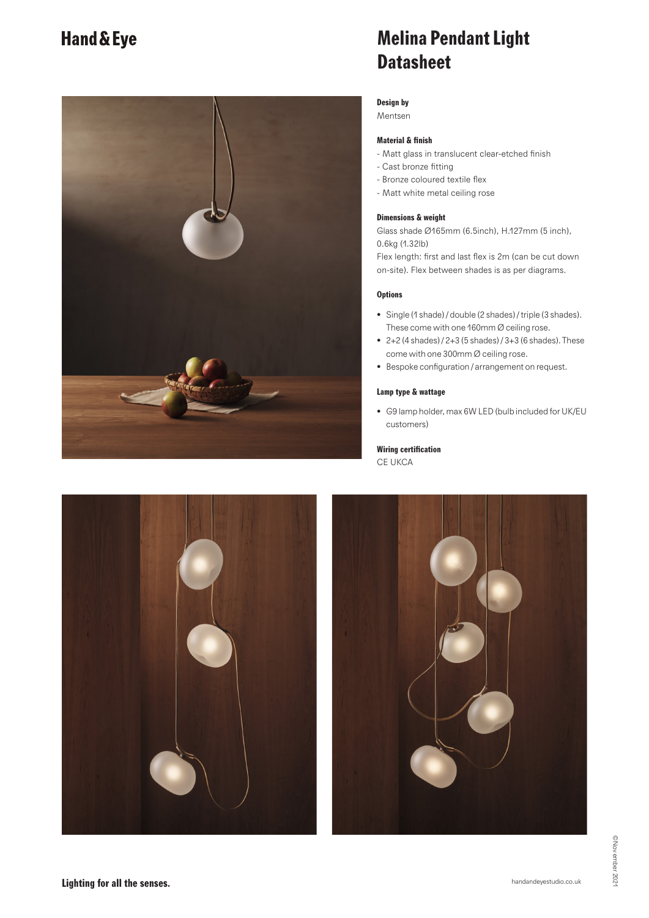# Hand & Eye

# Melina Pendant Light Datasheet

### Design by

Mentsen

### Material & finish

- Matt glass in translucent clear-etched finish
- Cast bronze fitting
- Bronze coloured textile flex
- Matt white metal ceiling rose

### Dimensions & weight

Glass shade Ø165mm (6.5inch), H.127mm (5 inch), 0.6kg (1.32lb)

Flex length: first and last flex is 2m (can be cut down on-site). Flex between shades is as per diagrams.

### Options

- Single (1 shade) / double (2 shades) / triple (3 shades). These come with one 160mm Ø ceiling rose.
- 2+2 (4 shades) / 2+3 (5 shades) / 3+3 (6 shades). These come with one 300mm Ø ceiling rose.
- Bespoke configuration / arrangement on request.

### Lamp type & wattage

- G9 lamp holder, max 6W LED (bulb included for UK/EU customers)

### Wiring certification

CE UKCA

**Lighting for all the senses.**

handandeyestudio.co.uk

©November 2021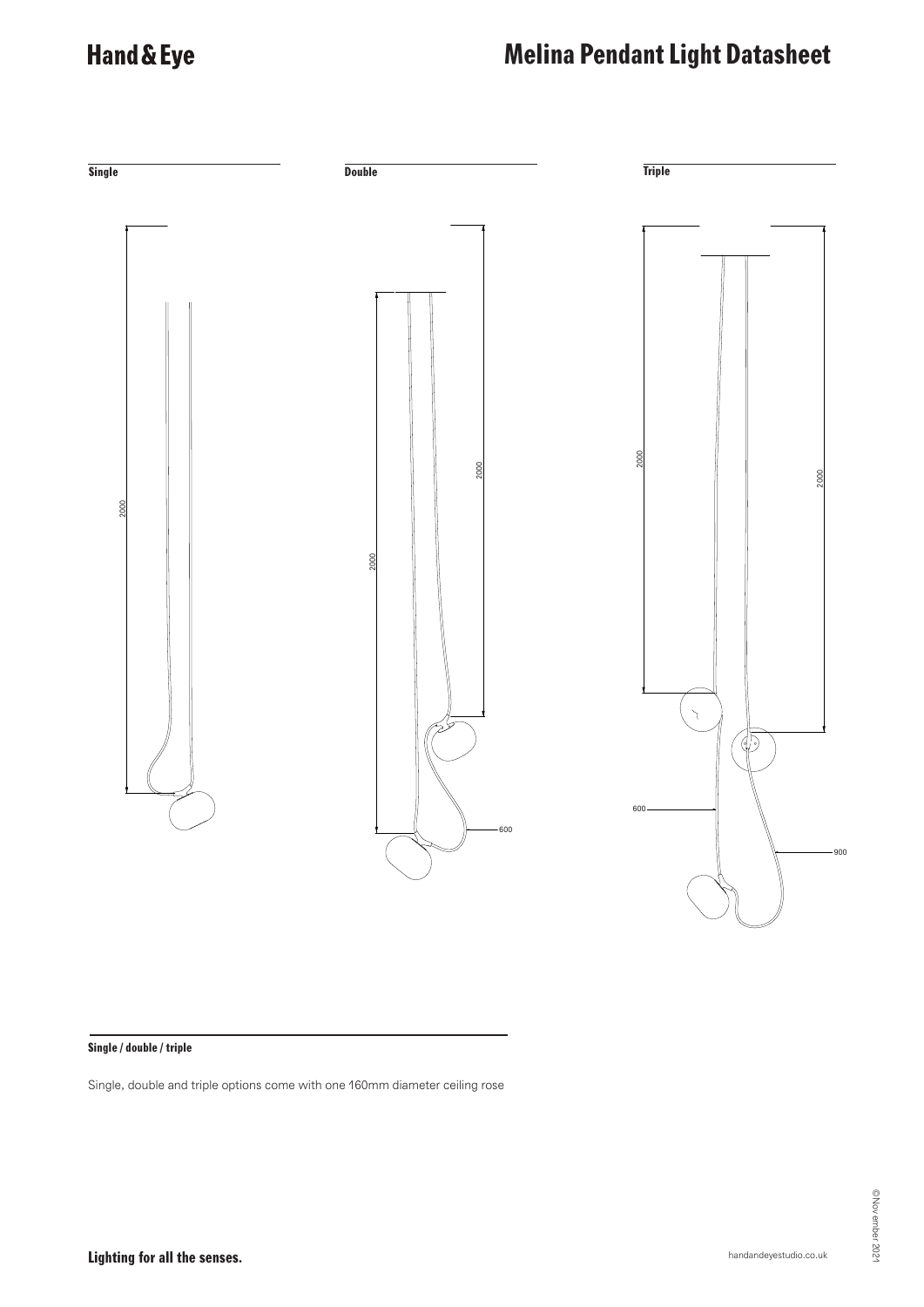# Melina Pendant Light Datasheet

**Single**

2000

**Double**

2000

2000

600

**Triple**

2000

2000

600

900

**Single / double / triple**

Single, double and triple options come with one 160mm diameter ceiling rose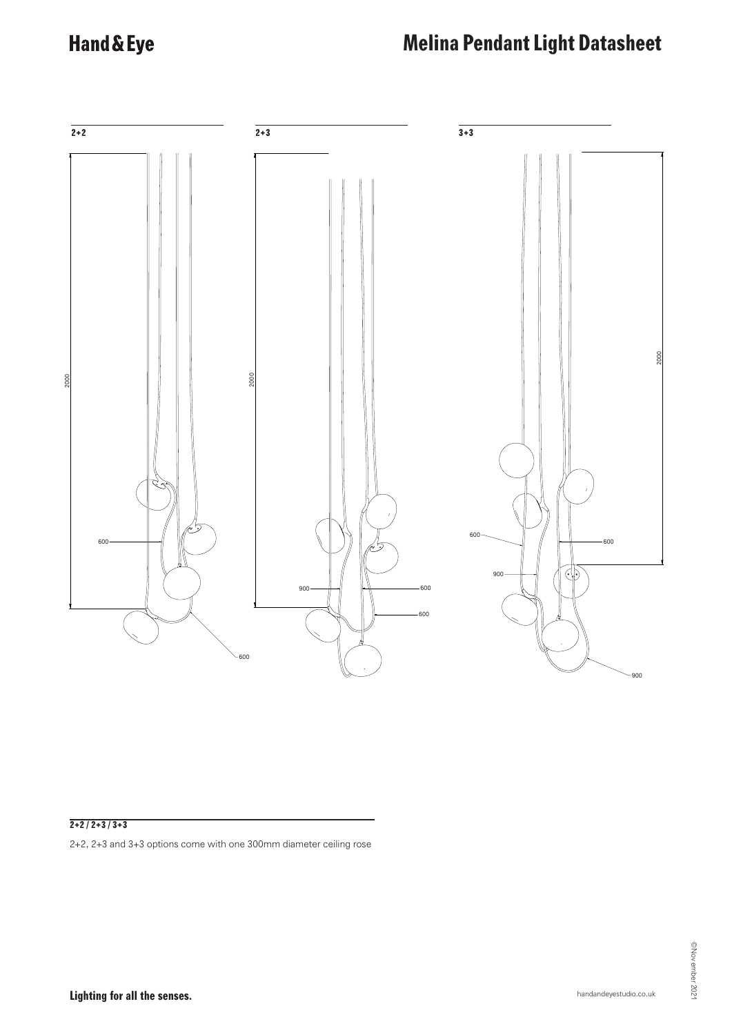# Melina Pendant Light Datasheet

## 2+2

2000

600

600

## 2+3

2000

900

600

600

## 3+3

2000

600

600

900

900

## 2+2 / 2+3 / 3+3

2+2, 2+3 and 3+3 options come with one 300mm diameter ceiling rose